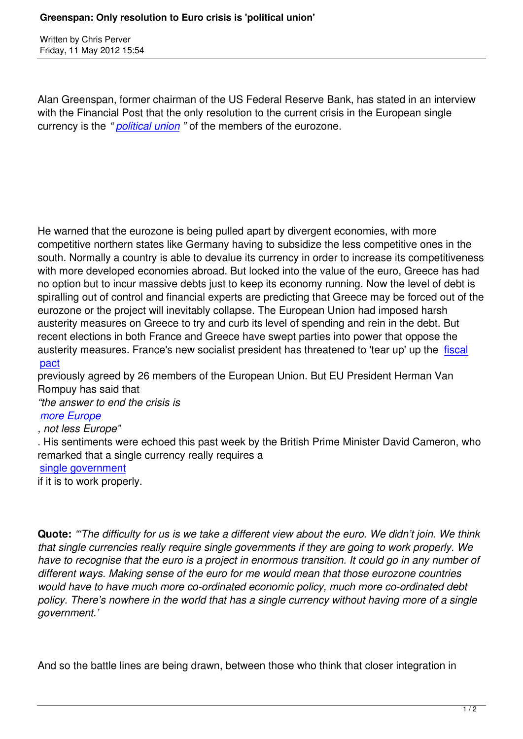# Greenspan: Only resolution to Euro crisis is 'political union'

Written by Chris Perver
Friday, 11 May 2012 15:54

Alan Greenspan, former chairman of the US Federal Reserve Bank, has stated in an interview with the Financial Post that the only resolution to the current crisis in the European single currency is the *"political union"* of the members of the eurozone.

He warned that the eurozone is being pulled apart by divergent economies, with more competitive northern states like Germany having to subsidize the less competitive ones in the south. Normally a country is able to devalue its currency in order to increase its competitiveness with more developed economies abroad. But locked into the value of the euro, Greece has had no option but to incur massive debts just to keep its economy running. Now the level of debt is spiralling out of control and financial experts are predicting that Greece may be forced out of the eurozone or the project will inevitably collapse. The European Union had imposed harsh austerity measures on Greece to try and curb its level of spending and rein in the debt. But recent elections in both France and Greece have swept parties into power that oppose the austerity measures. France's new socialist president has threatened to 'tear up' up the fiscal pact previously agreed by 26 members of the European Union. But EU President Herman Van Rompuy has said that *"the answer to end the crisis is more Europe, not less Europe"*. His sentiments were echoed this past week by the British Prime Minister David Cameron, who remarked that a single currency really requires a single government if it is to work properly.

**Quote:** *"'The difficulty for us is we take a different view about the euro. We didn't join. We think that single currencies really require single governments if they are going to work properly. We have to recognise that the euro is a project in enormous transition. It could go in any number of different ways. Making sense of the euro for me would mean that those eurozone countries would have to have much more co-ordinated economic policy, much more co-ordinated debt policy. There's nowhere in the world that has a single currency without having more of a single government.'*

And so the battle lines are being drawn, between those who think that closer integration in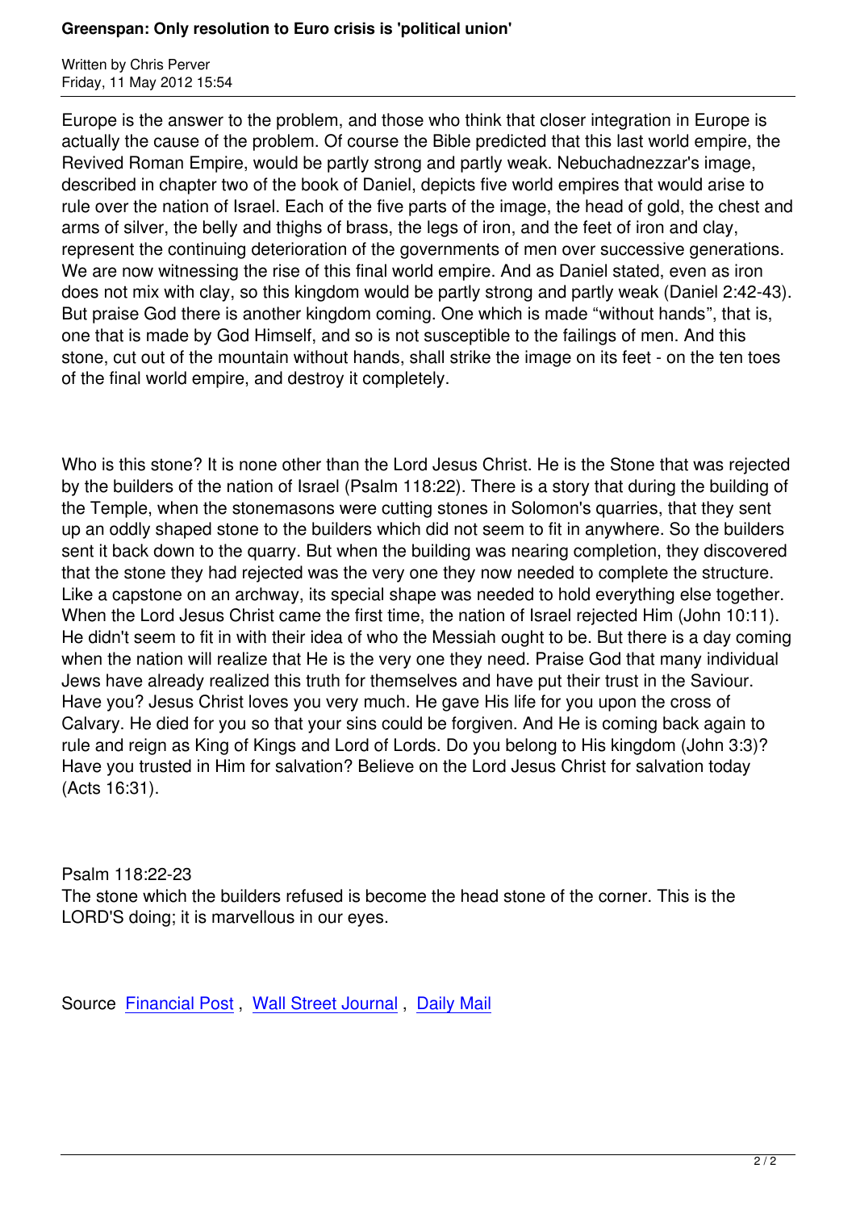Europe is the answer to the problem, and those who think that closer integration in Europe is actually the cause of the problem. Of course the Bible predicted that this last world empire, the Revived Roman Empire, would be partly strong and partly weak. Nebuchadnezzar's image, described in chapter two of the book of Daniel, depicts five world empires that would arise to rule over the nation of Israel. Each of the five parts of the image, the head of gold, the chest and arms of silver, the belly and thighs of brass, the legs of iron, and the feet of iron and clay, represent the continuing deterioration of the governments of men over successive generations. We are now witnessing the rise of this final world empire. And as Daniel stated, even as iron does not mix with clay, so this kingdom would be partly strong and partly weak (Daniel 2:42-43). But praise God there is another kingdom coming. One which is made "without hands", that is, one that is made by God Himself, and so is not susceptible to the failings of men. And this stone, cut out of the mountain without hands, shall strike the image on its feet - on the ten toes of the final world empire, and destroy it completely.

Who is this stone? It is none other than the Lord Jesus Christ. He is the Stone that was rejected by the builders of the nation of Israel (Psalm 118:22). There is a story that during the building of the Temple, when the stonemasons were cutting stones in Solomon's quarries, that they sent up an oddly shaped stone to the builders which did not seem to fit in anywhere. So the builders sent it back down to the quarry. But when the building was nearing completion, they discovered that the stone they had rejected was the very one they now needed to complete the structure. Like a capstone on an archway, its special shape was needed to hold everything else together. When the Lord Jesus Christ came the first time, the nation of Israel rejected Him (John 10:11). He didn't seem to fit in with their idea of who the Messiah ought to be. But there is a day coming when the nation will realize that He is the very one they need. Praise God that many individual Jews have already realized this truth for themselves and have put their trust in the Saviour. Have you? Jesus Christ loves you very much. He gave His life for you upon the cross of Calvary. He died for you so that your sins could be forgiven. And He is coming back again to rule and reign as King of Kings and Lord of Lords. Do you belong to His kingdom (John 3:3)? Have you trusted in Him for salvation? Believe on the Lord Jesus Christ for salvation today (Acts 16:31).

Psalm 118:22-23
The stone which the builders refused is become the head stone of the corner. This is the LORD'S doing; it is marvellous in our eyes.

Source Financial Post , Wall Street Journal , Daily Mail